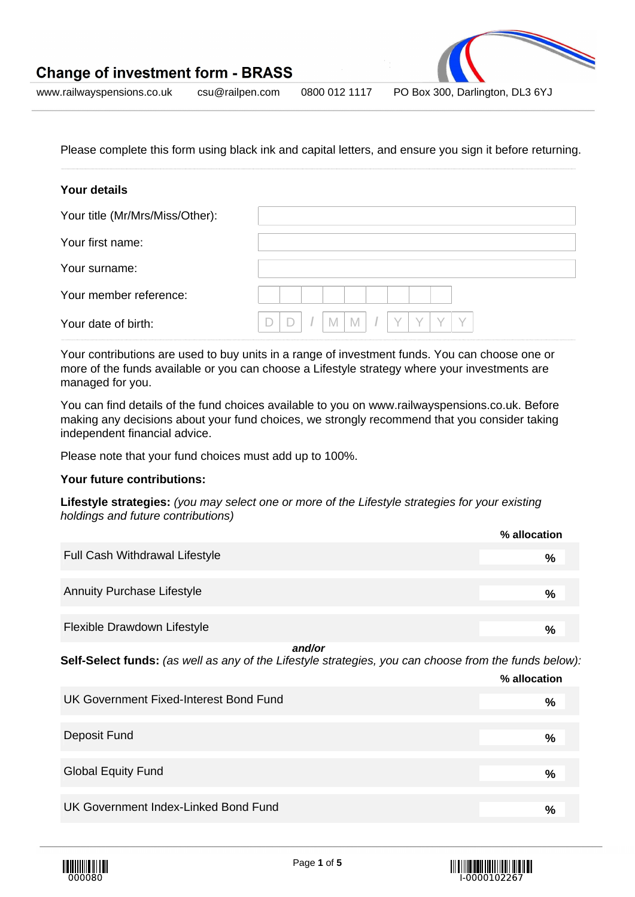# Change of investment form - BRASS

www.railwayspensions.co.uk csu@railpen.com 0800 012 1117 PO Box 300, Darlington, DL3 6YJ

Please complete this form using black ink and capital letters, and ensure you sign it before returning.

**Your details**

| | |
|---|---|
| Your title (Mr/Mrs/Miss/Other): | |
| Your first name: | |
| Your surname: | |
| Your member reference: | |
| Your date of birth: | D D / M M / Y Y Y Y |

Your contributions are used to buy units in a range of investment funds. You can choose one or more of the funds available or you can choose a Lifestyle strategy where your investments are managed for you.

You can find details of the fund choices available to you on www.railwayspensions.co.uk. Before making any decisions about your fund choices, we strongly recommend that you consider taking independent financial advice.

Please note that your fund choices must add up to 100%.

**Your future contributions:**

**Lifestyle strategies:** *(you may select one or more of the Lifestyle strategies for your existing holdings and future contributions)*

| | % allocation |
|---|---|
| Full Cash Withdrawal Lifestyle | % |
| Annuity Purchase Lifestyle | % |
| Flexible Drawdown Lifestyle | % |

***and/or***

**Self-Select funds:** *(as well as any of the Lifestyle strategies, you can choose from the funds below):*

| | % allocation |
|---|---|
| UK Government Fixed-Interest Bond Fund | % |
| Deposit Fund | % |
| Global Equity Fund | % |
| UK Government Index-Linked Bond Fund | % |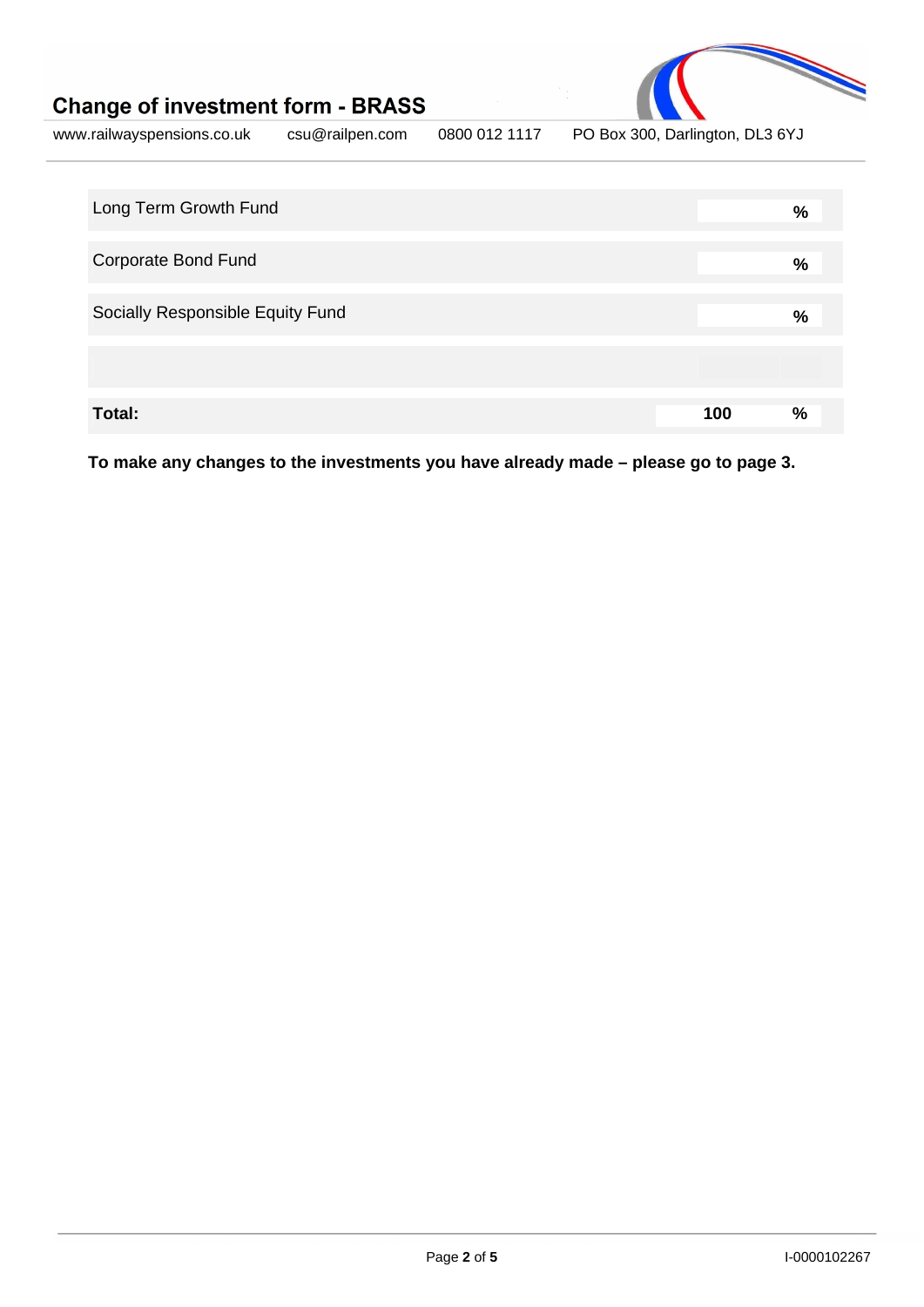| Fund | % |
| --- | --- |
| Long Term Growth Fund | % |
| Corporate Bond Fund | % |
| Socially Responsible Equity Fund | % |
| | |
| **Total:** | **100 %** |

**To make any changes to the investments you have already made – please go to page 3.**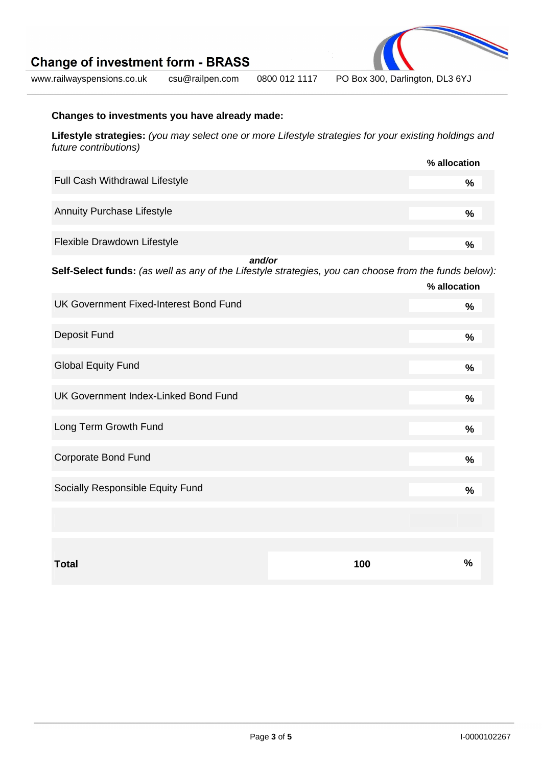## Changes to investments you have already made:

**Lifestyle strategies:** *(you may select one or more Lifestyle strategies for your existing holdings and future contributions)*

| | % allocation |
|---|---|
| Full Cash Withdrawal Lifestyle | % |
| Annuity Purchase Lifestyle | % |
| Flexible Drawdown Lifestyle | % |

***and/or***

**Self-Select funds:** *(as well as any of the Lifestyle strategies, you can choose from the funds below):*

| | % allocation |
|---|---|
| UK Government Fixed-Interest Bond Fund | % |
| Deposit Fund | % |
| Global Equity Fund | % |
| UK Government Index-Linked Bond Fund | % |
| Long Term Growth Fund | % |
| Corporate Bond Fund | % |
| Socially Responsible Equity Fund | % |
| | |
| **Total** | **100** % |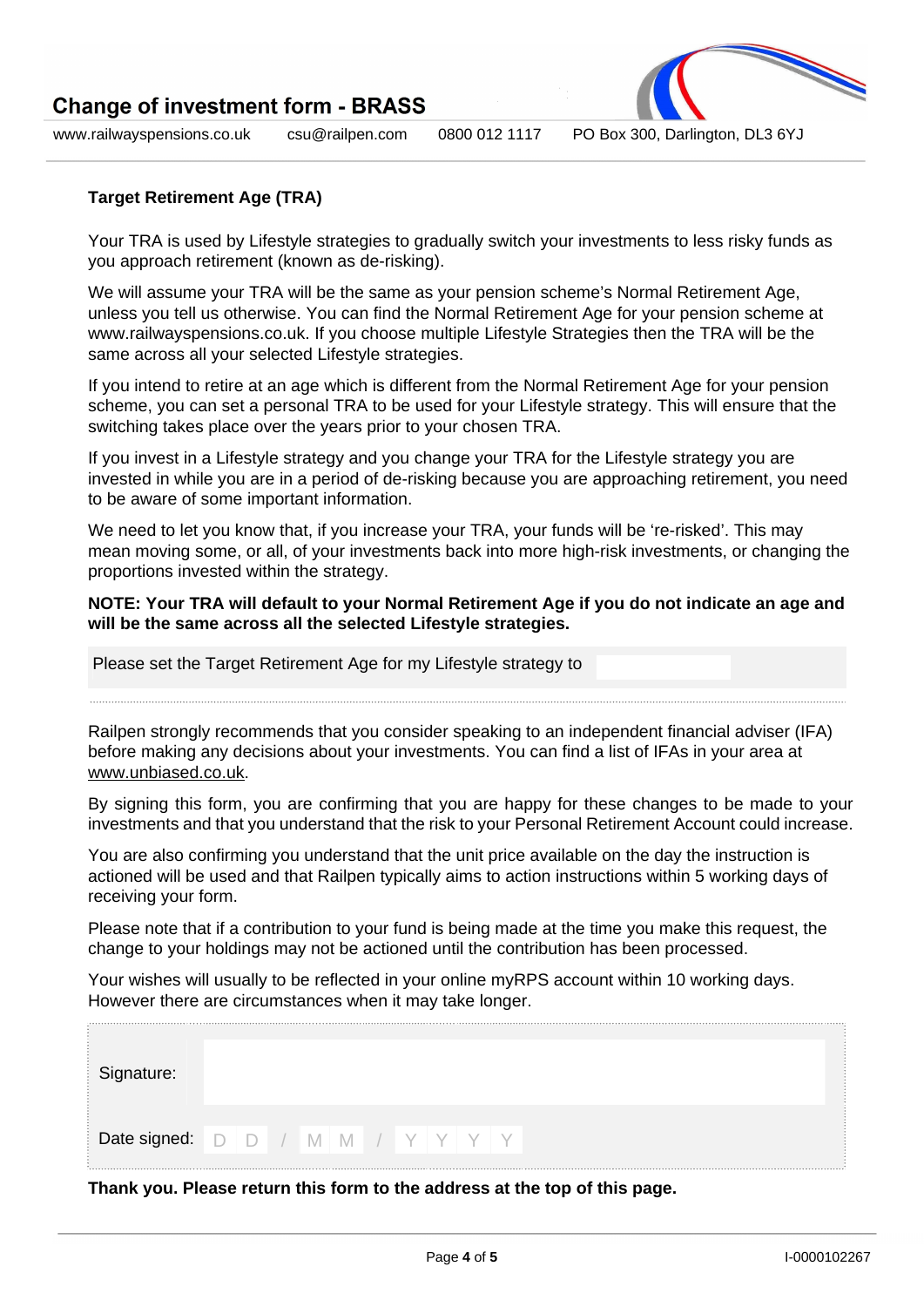## Target Retirement Age (TRA)

Your TRA is used by Lifestyle strategies to gradually switch your investments to less risky funds as you approach retirement (known as de-risking).

We will assume your TRA will be the same as your pension scheme's Normal Retirement Age, unless you tell us otherwise. You can find the Normal Retirement Age for your pension scheme at www.railwayspensions.co.uk. If you choose multiple Lifestyle Strategies then the TRA will be the same across all your selected Lifestyle strategies.

If you intend to retire at an age which is different from the Normal Retirement Age for your pension scheme, you can set a personal TRA to be used for your Lifestyle strategy. This will ensure that the switching takes place over the years prior to your chosen TRA.

If you invest in a Lifestyle strategy and you change your TRA for the Lifestyle strategy you are invested in while you are in a period of de-risking because you are approaching retirement, you need to be aware of some important information.

We need to let you know that, if you increase your TRA, your funds will be 're-risked'. This may mean moving some, or all, of your investments back into more high-risk investments, or changing the proportions invested within the strategy.

**NOTE: Your TRA will default to your Normal Retirement Age if you do not indicate an age and will be the same across all the selected Lifestyle strategies.**

Please set the Target Retirement Age for my Lifestyle strategy to \_\_\_\_\_\_\_\_

Railpen strongly recommends that you consider speaking to an independent financial adviser (IFA) before making any decisions about your investments. You can find a list of IFAs in your area at www.unbiased.co.uk.

By signing this form, you are confirming that you are happy for these changes to be made to your investments and that you understand that the risk to your Personal Retirement Account could increase.

You are also confirming you understand that the unit price available on the day the instruction is actioned will be used and that Railpen typically aims to action instructions within 5 working days of receiving your form.

Please note that if a contribution to your fund is being made at the time you make this request, the change to your holdings may not be actioned until the contribution has been processed.

Your wishes will usually to be reflected in your online myRPS account within 10 working days. However there are circumstances when it may take longer.

Signature:

Date signed: D D / M M / Y Y Y Y

**Thank you. Please return this form to the address at the top of this page.**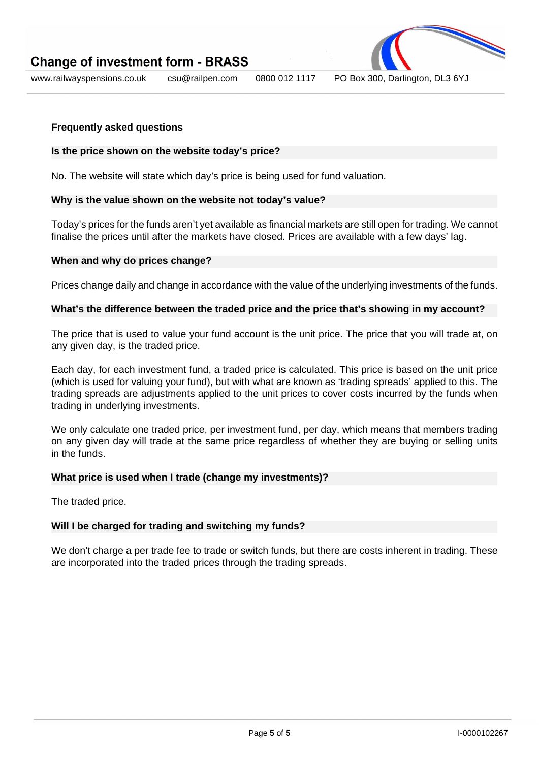## Frequently asked questions

### Is the price shown on the website today's price?

No. The website will state which day's price is being used for fund valuation.

### Why is the value shown on the website not today's value?

Today's prices for the funds aren't yet available as financial markets are still open for trading. We cannot finalise the prices until after the markets have closed. Prices are available with a few days' lag.

### When and why do prices change?

Prices change daily and change in accordance with the value of the underlying investments of the funds.

### What's the difference between the traded price and the price that's showing in my account?

The price that is used to value your fund account is the unit price. The price that you will trade at, on any given day, is the traded price.

Each day, for each investment fund, a traded price is calculated. This price is based on the unit price (which is used for valuing your fund), but with what are known as 'trading spreads' applied to this. The trading spreads are adjustments applied to the unit prices to cover costs incurred by the funds when trading in underlying investments.

We only calculate one traded price, per investment fund, per day, which means that members trading on any given day will trade at the same price regardless of whether they are buying or selling units in the funds.

### What price is used when I trade (change my investments)?

The traded price.

### Will I be charged for trading and switching my funds?

We don't charge a per trade fee to trade or switch funds, but there are costs inherent in trading. These are incorporated into the traded prices through the trading spreads.